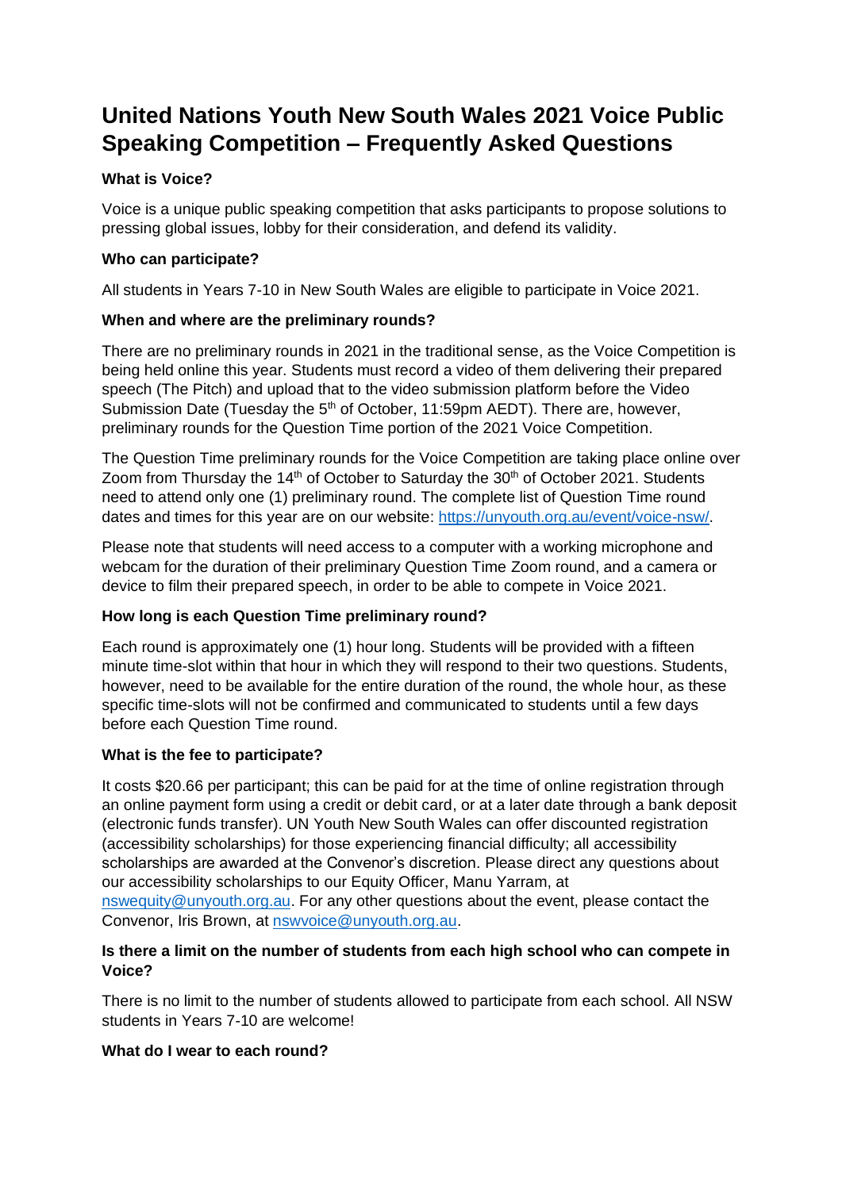# United Nations Youth New South Wales 2021 Voice Public Speaking Competition – Frequently Asked Questions

**What is Voice?**

Voice is a unique public speaking competition that asks participants to propose solutions to pressing global issues, lobby for their consideration, and defend its validity.

**Who can participate?**

All students in Years 7-10 in New South Wales are eligible to participate in Voice 2021.

**When and where are the preliminary rounds?**

There are no preliminary rounds in 2021 in the traditional sense, as the Voice Competition is being held online this year. Students must record a video of them delivering their prepared speech (The Pitch) and upload that to the video submission platform before the Video Submission Date (Tuesday the 5th of October, 11:59pm AEDT). There are, however, preliminary rounds for the Question Time portion of the 2021 Voice Competition.

The Question Time preliminary rounds for the Voice Competition are taking place online over Zoom from Thursday the 14th of October to Saturday the 30th of October 2021. Students need to attend only one (1) preliminary round. The complete list of Question Time round dates and times for this year are on our website: https://unyouth.org.au/event/voice-nsw/.

Please note that students will need access to a computer with a working microphone and webcam for the duration of their preliminary Question Time Zoom round, and a camera or device to film their prepared speech, in order to be able to compete in Voice 2021.

**How long is each Question Time preliminary round?**

Each round is approximately one (1) hour long. Students will be provided with a fifteen minute time-slot within that hour in which they will respond to their two questions. Students, however, need to be available for the entire duration of the round, the whole hour, as these specific time-slots will not be confirmed and communicated to students until a few days before each Question Time round.

**What is the fee to participate?**

It costs $20.66 per participant; this can be paid for at the time of online registration through an online payment form using a credit or debit card, or at a later date through a bank deposit (electronic funds transfer). UN Youth New South Wales can offer discounted registration (accessibility scholarships) for those experiencing financial difficulty; all accessibility scholarships are awarded at the Convenor's discretion. Please direct any questions about our accessibility scholarships to our Equity Officer, Manu Yarram, at nswequity@unyouth.org.au. For any other questions about the event, please contact the Convenor, Iris Brown, at nswvoice@unyouth.org.au.

**Is there a limit on the number of students from each high school who can compete in Voice?**

There is no limit to the number of students allowed to participate from each school. All NSW students in Years 7-10 are welcome!

**What do I wear to each round?**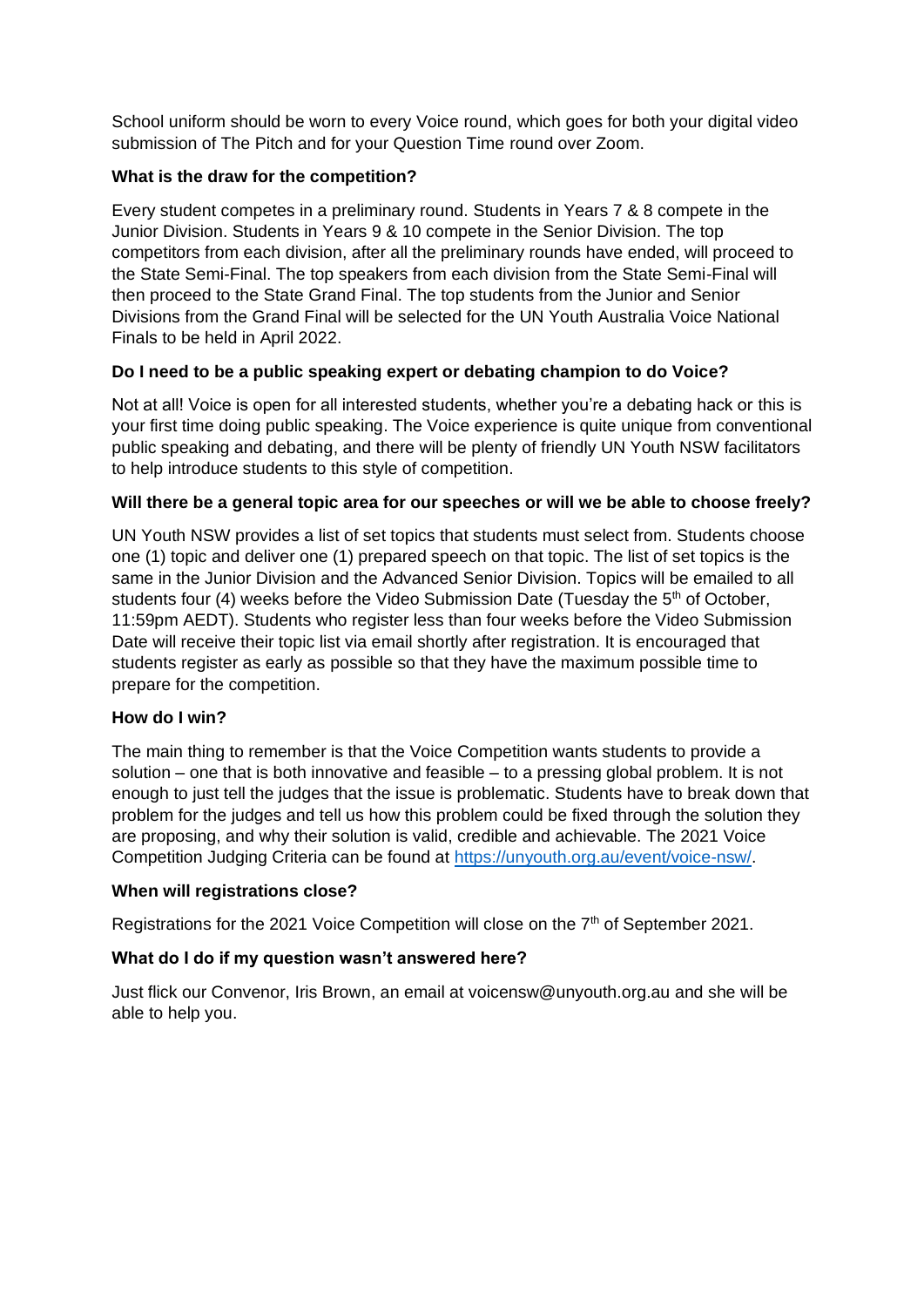School uniform should be worn to every Voice round, which goes for both your digital video submission of The Pitch and for your Question Time round over Zoom.

**What is the draw for the competition?**

Every student competes in a preliminary round. Students in Years 7 & 8 compete in the Junior Division. Students in Years 9 & 10 compete in the Senior Division. The top competitors from each division, after all the preliminary rounds have ended, will proceed to the State Semi-Final. The top speakers from each division from the State Semi-Final will then proceed to the State Grand Final. The top students from the Junior and Senior Divisions from the Grand Final will be selected for the UN Youth Australia Voice National Finals to be held in April 2022.

**Do I need to be a public speaking expert or debating champion to do Voice?**

Not at all! Voice is open for all interested students, whether you're a debating hack or this is your first time doing public speaking. The Voice experience is quite unique from conventional public speaking and debating, and there will be plenty of friendly UN Youth NSW facilitators to help introduce students to this style of competition.

**Will there be a general topic area for our speeches or will we be able to choose freely?**

UN Youth NSW provides a list of set topics that students must select from. Students choose one (1) topic and deliver one (1) prepared speech on that topic. The list of set topics is the same in the Junior Division and the Advanced Senior Division. Topics will be emailed to all students four (4) weeks before the Video Submission Date (Tuesday the 5th of October, 11:59pm AEDT). Students who register less than four weeks before the Video Submission Date will receive their topic list via email shortly after registration. It is encouraged that students register as early as possible so that they have the maximum possible time to prepare for the competition.

**How do I win?**

The main thing to remember is that the Voice Competition wants students to provide a solution – one that is both innovative and feasible – to a pressing global problem. It is not enough to just tell the judges that the issue is problematic. Students have to break down that problem for the judges and tell us how this problem could be fixed through the solution they are proposing, and why their solution is valid, credible and achievable. The 2021 Voice Competition Judging Criteria can be found at [https://unyouth.org.au/event/voice-nsw/](https://unyouth.org.au/event/voice-nsw/).

**When will registrations close?**

Registrations for the 2021 Voice Competition will close on the 7th of September 2021.

**What do I do if my question wasn't answered here?**

Just flick our Convenor, Iris Brown, an email at voicensw@unyouth.org.au and she will be able to help you.